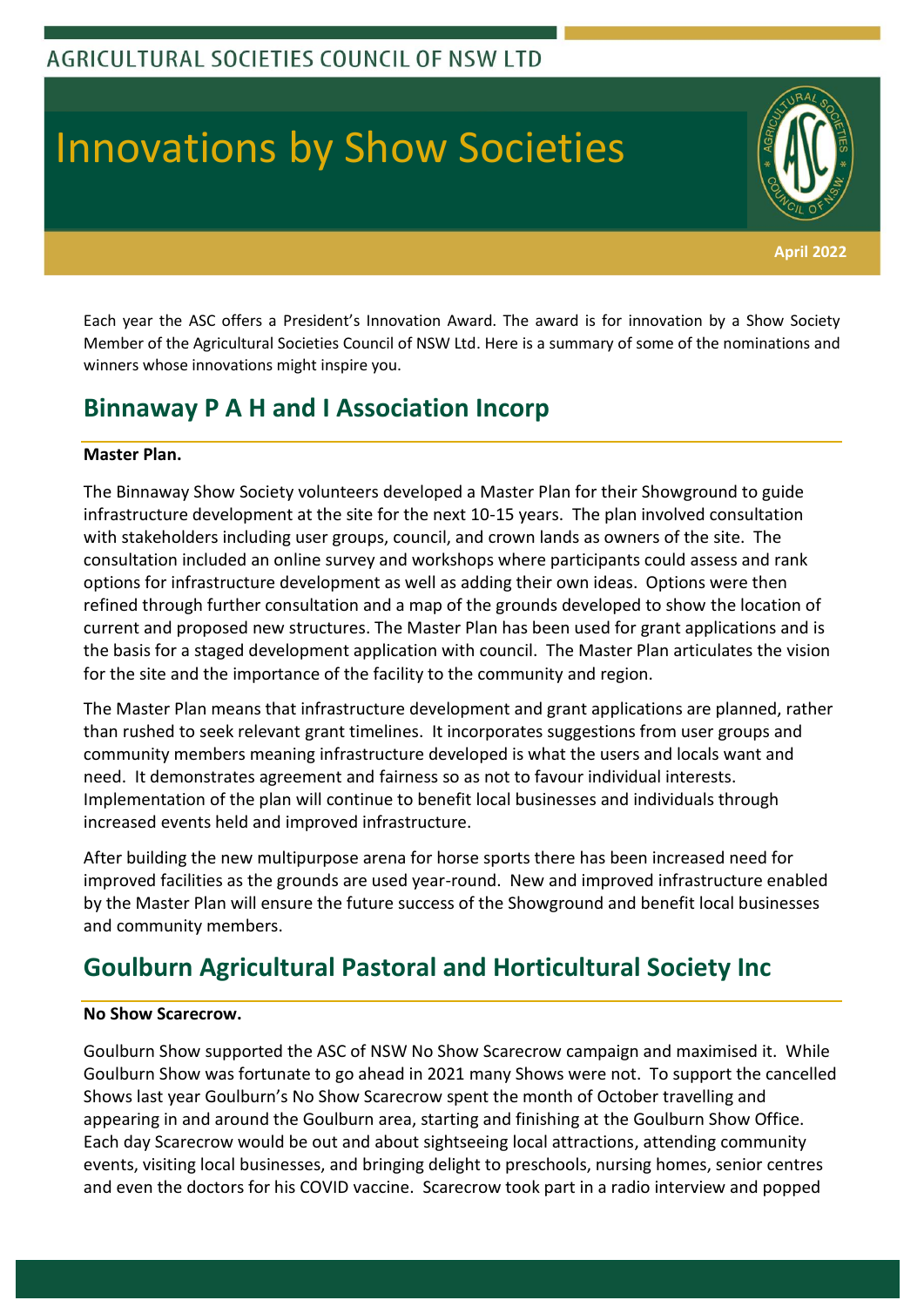AGRICULTURAL SOCIETIES COUNCIL OF NSW LTD

# Innovations by Show Societies

**April 2022**

Each year the ASC offers a President's Innovation Award. The award is for innovation by a Show Society Member of the Agricultural Societies Council of NSW Ltd. Here is a summary of some of the nominations and winners whose innovations might inspire you.

## Binnaway P A H and I Association Incorp

**Master Plan.**

The Binnaway Show Society volunteers developed a Master Plan for their Showground to guide infrastructure development at the site for the next 10-15 years. The plan involved consultation with stakeholders including user groups, council, and crown lands as owners of the site. The consultation included an online survey and workshops where participants could assess and rank options for infrastructure development as well as adding their own ideas. Options were then refined through further consultation and a map of the grounds developed to show the location of current and proposed new structures. The Master Plan has been used for grant applications and is the basis for a staged development application with council. The Master Plan articulates the vision for the site and the importance of the facility to the community and region.

The Master Plan means that infrastructure development and grant applications are planned, rather than rushed to seek relevant grant timelines. It incorporates suggestions from user groups and community members meaning infrastructure developed is what the users and locals want and need. It demonstrates agreement and fairness so as not to favour individual interests. Implementation of the plan will continue to benefit local businesses and individuals through increased events held and improved infrastructure.

After building the new multipurpose arena for horse sports there has been increased need for improved facilities as the grounds are used year-round. New and improved infrastructure enabled by the Master Plan will ensure the future success of the Showground and benefit local businesses and community members.

## Goulburn Agricultural Pastoral and Horticultural Society Inc

**No Show Scarecrow.**

Goulburn Show supported the ASC of NSW No Show Scarecrow campaign and maximised it. While Goulburn Show was fortunate to go ahead in 2021 many Shows were not. To support the cancelled Shows last year Goulburn's No Show Scarecrow spent the month of October travelling and appearing in and around the Goulburn area, starting and finishing at the Goulburn Show Office. Each day Scarecrow would be out and about sightseeing local attractions, attending community events, visiting local businesses, and bringing delight to preschools, nursing homes, senior centres and even the doctors for his COVID vaccine. Scarecrow took part in a radio interview and popped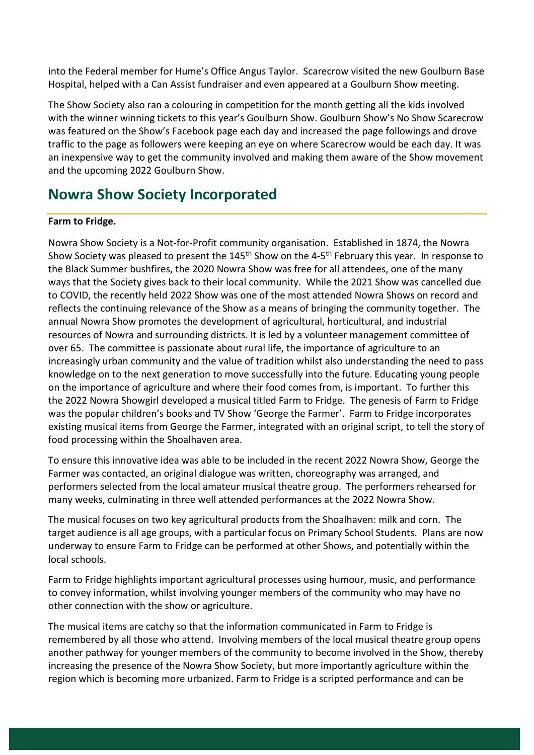into the Federal member for Hume's Office Angus Taylor. Scarecrow visited the new Goulburn Base Hospital, helped with a Can Assist fundraiser and even appeared at a Goulburn Show meeting.

The Show Society also ran a colouring in competition for the month getting all the kids involved with the winner winning tickets to this year's Goulburn Show. Goulburn Show's No Show Scarecrow was featured on the Show's Facebook page each day and increased the page followings and drove traffic to the page as followers were keeping an eye on where Scarecrow would be each day. It was an inexpensive way to get the community involved and making them aware of the Show movement and the upcoming 2022 Goulburn Show.

## Nowra Show Society Incorporated

**Farm to Fridge.**

Nowra Show Society is a Not-for-Profit community organisation. Established in 1874, the Nowra Show Society was pleased to present the 145th Show on the 4-5th February this year. In response to the Black Summer bushfires, the 2020 Nowra Show was free for all attendees, one of the many ways that the Society gives back to their local community. While the 2021 Show was cancelled due to COVID, the recently held 2022 Show was one of the most attended Nowra Shows on record and reflects the continuing relevance of the Show as a means of bringing the community together. The annual Nowra Show promotes the development of agricultural, horticultural, and industrial resources of Nowra and surrounding districts. It is led by a volunteer management committee of over 65. The committee is passionate about rural life, the importance of agriculture to an increasingly urban community and the value of tradition whilst also understanding the need to pass knowledge on to the next generation to move successfully into the future. Educating young people on the importance of agriculture and where their food comes from, is important. To further this the 2022 Nowra Showgirl developed a musical titled Farm to Fridge. The genesis of Farm to Fridge was the popular children's books and TV Show 'George the Farmer'. Farm to Fridge incorporates existing musical items from George the Farmer, integrated with an original script, to tell the story of food processing within the Shoalhaven area.

To ensure this innovative idea was able to be included in the recent 2022 Nowra Show, George the Farmer was contacted, an original dialogue was written, choreography was arranged, and performers selected from the local amateur musical theatre group. The performers rehearsed for many weeks, culminating in three well attended performances at the 2022 Nowra Show.

The musical focuses on two key agricultural products from the Shoalhaven: milk and corn. The target audience is all age groups, with a particular focus on Primary School Students. Plans are now underway to ensure Farm to Fridge can be performed at other Shows, and potentially within the local schools.

Farm to Fridge highlights important agricultural processes using humour, music, and performance to convey information, whilst involving younger members of the community who may have no other connection with the show or agriculture.

The musical items are catchy so that the information communicated in Farm to Fridge is remembered by all those who attend. Involving members of the local musical theatre group opens another pathway for younger members of the community to become involved in the Show, thereby increasing the presence of the Nowra Show Society, but more importantly agriculture within the region which is becoming more urbanized. Farm to Fridge is a scripted performance and can be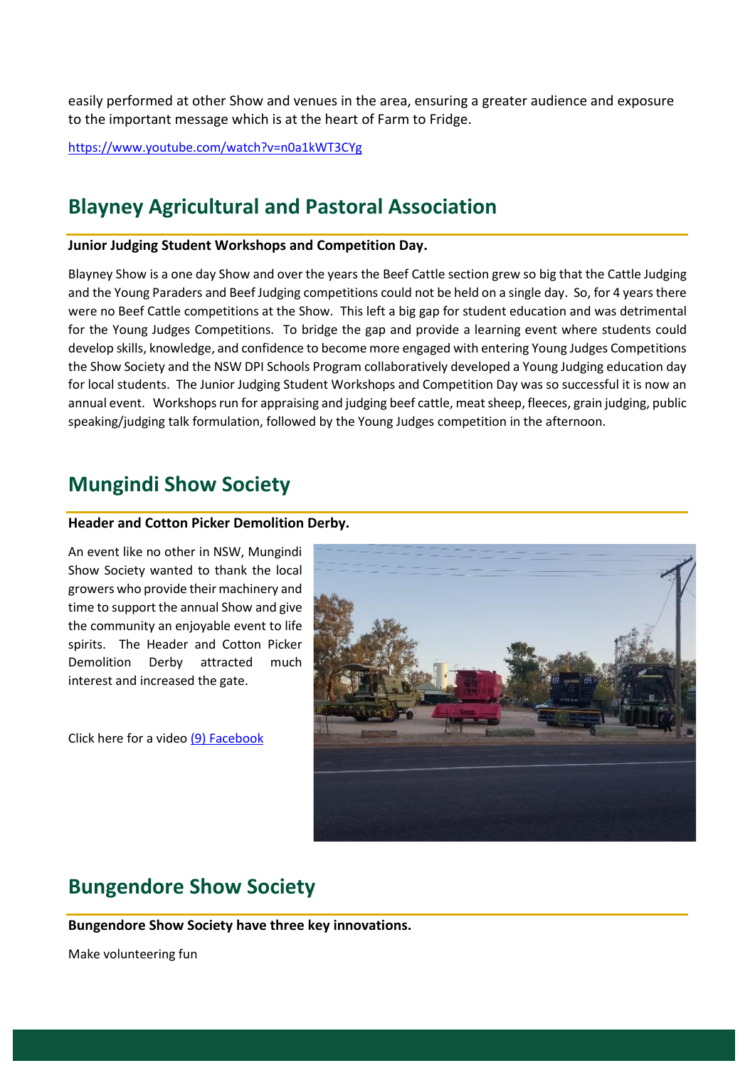easily performed at other Show and venues in the area, ensuring a greater audience and exposure to the important message which is at the heart of Farm to Fridge.

https://www.youtube.com/watch?v=n0a1kWT3CYg

## Blayney Agricultural and Pastoral Association

**Junior Judging Student Workshops and Competition Day.**

Blayney Show is a one day Show and over the years the Beef Cattle section grew so big that the Cattle Judging and the Young Paraders and Beef Judging competitions could not be held on a single day. So, for 4 years there were no Beef Cattle competitions at the Show. This left a big gap for student education and was detrimental for the Young Judges Competitions. To bridge the gap and provide a learning event where students could develop skills, knowledge, and confidence to become more engaged with entering Young Judges Competitions the Show Society and the NSW DPI Schools Program collaboratively developed a Young Judging education day for local students. The Junior Judging Student Workshops and Competition Day was so successful it is now an annual event. Workshops run for appraising and judging beef cattle, meat sheep, fleeces, grain judging, public speaking/judging talk formulation, followed by the Young Judges competition in the afternoon.

## Mungindi Show Society

**Header and Cotton Picker Demolition Derby.**

An event like no other in NSW, Mungindi Show Society wanted to thank the local growers who provide their machinery and time to support the annual Show and give the community an enjoyable event to life spirits. The Header and Cotton Picker Demolition Derby attracted much interest and increased the gate.

Click here for a video (9) Facebook

## Bungendore Show Society

**Bungendore Show Society have three key innovations.**

Make volunteering fun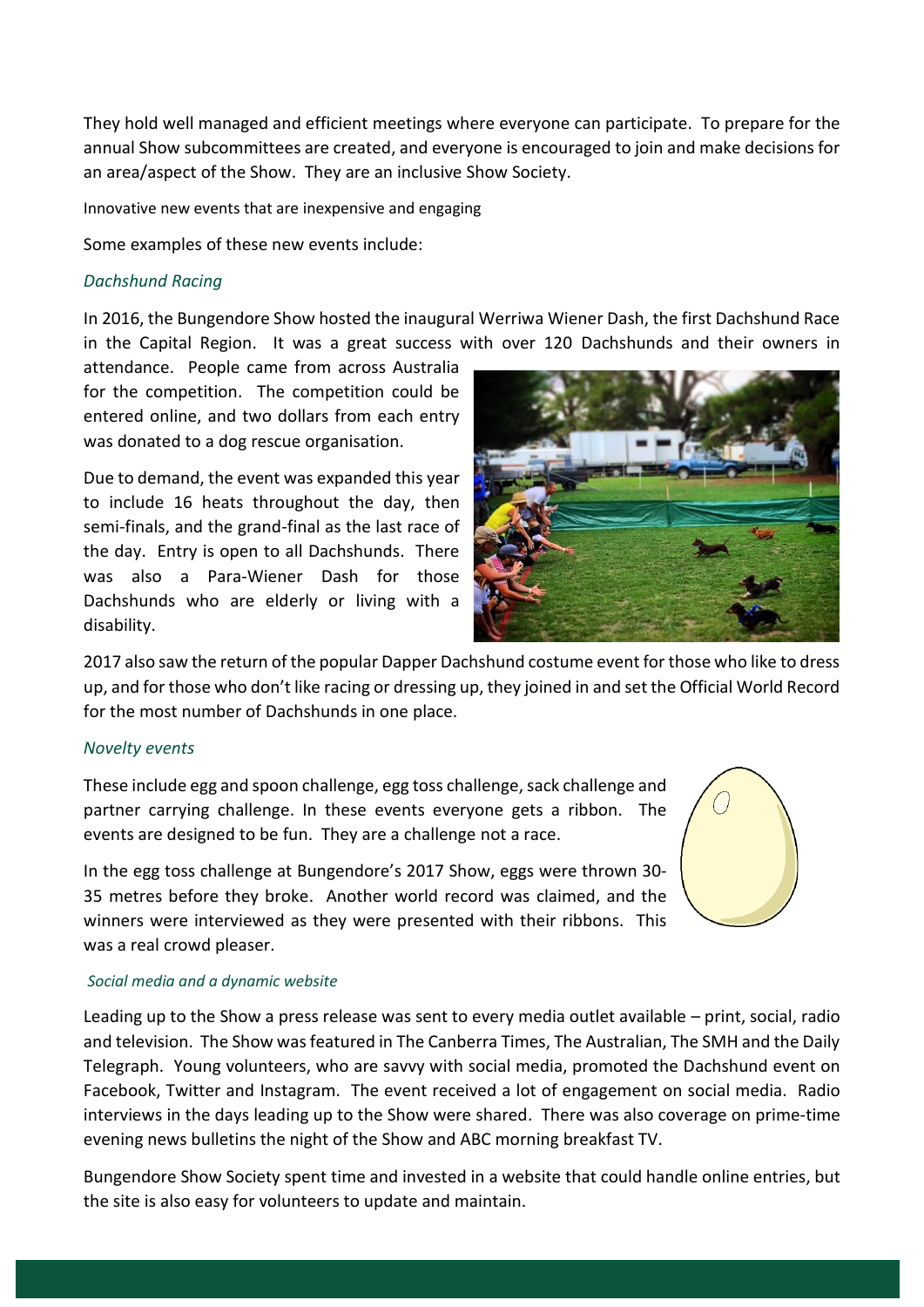They hold well managed and efficient meetings where everyone can participate. To prepare for the annual Show subcommittees are created, and everyone is encouraged to join and make decisions for an area/aspect of the Show. They are an inclusive Show Society.

Innovative new events that are inexpensive and engaging

Some examples of these new events include:

### *Dachshund Racing*

In 2016, the Bungendore Show hosted the inaugural Werriwa Wiener Dash, the first Dachshund Race in the Capital Region. It was a great success with over 120 Dachshunds and their owners in attendance. People came from across Australia for the competition. The competition could be entered online, and two dollars from each entry was donated to a dog rescue organisation.

Due to demand, the event was expanded this year to include 16 heats throughout the day, then semi-finals, and the grand-final as the last race of the day. Entry is open to all Dachshunds. There was also a Para-Wiener Dash for those Dachshunds who are elderly or living with a disability.

2017 also saw the return of the popular Dapper Dachshund costume event for those who like to dress up, and for those who don't like racing or dressing up, they joined in and set the Official World Record for the most number of Dachshunds in one place.

### *Novelty events*

These include egg and spoon challenge, egg toss challenge, sack challenge and partner carrying challenge. In these events everyone gets a ribbon. The events are designed to be fun. They are a challenge not a race.

In the egg toss challenge at Bungendore's 2017 Show, eggs were thrown 30-35 metres before they broke. Another world record was claimed, and the winners were interviewed as they were presented with their ribbons. This was a real crowd pleaser.

### *Social media and a dynamic website*

Leading up to the Show a press release was sent to every media outlet available – print, social, radio and television. The Show was featured in The Canberra Times, The Australian, The SMH and the Daily Telegraph. Young volunteers, who are savvy with social media, promoted the Dachshund event on Facebook, Twitter and Instagram. The event received a lot of engagement on social media. Radio interviews in the days leading up to the Show were shared. There was also coverage on prime-time evening news bulletins the night of the Show and ABC morning breakfast TV.

Bungendore Show Society spent time and invested in a website that could handle online entries, but the site is also easy for volunteers to update and maintain.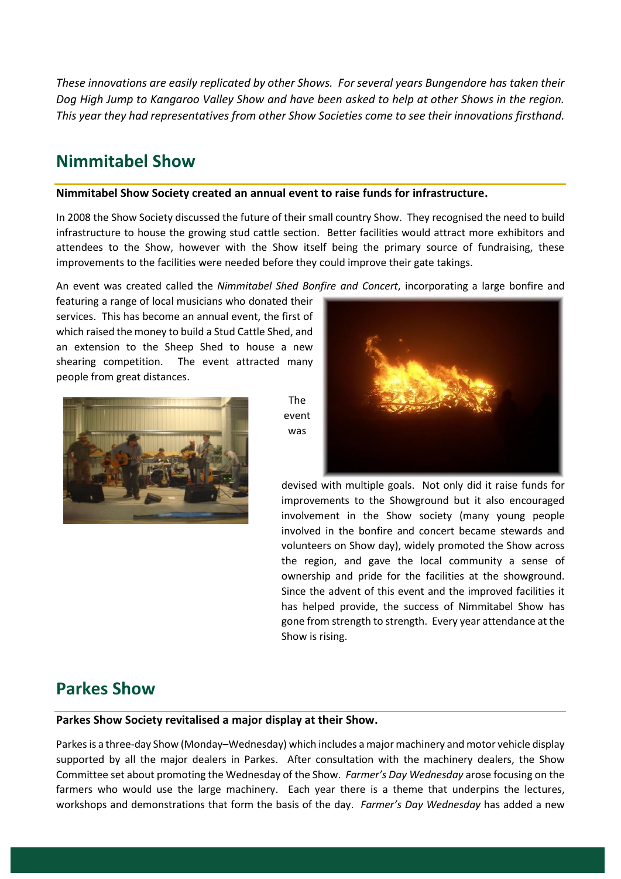*These innovations are easily replicated by other Shows. For several years Bungendore has taken their Dog High Jump to Kangaroo Valley Show and have been asked to help at other Shows in the region. This year they had representatives from other Show Societies come to see their innovations firsthand.*

## Nimmitabel Show

**Nimmitabel Show Society created an annual event to raise funds for infrastructure.**

In 2008 the Show Society discussed the future of their small country Show. They recognised the need to build infrastructure to house the growing stud cattle section. Better facilities would attract more exhibitors and attendees to the Show, however with the Show itself being the primary source of fundraising, these improvements to the facilities were needed before they could improve their gate takings.

An event was created called the *Nimmitabel Shed Bonfire and Concert*, incorporating a large bonfire and featuring a range of local musicians who donated their services. This has become an annual event, the first of which raised the money to build a Stud Cattle Shed, and an extension to the Sheep Shed to house a new shearing competition. The event attracted many people from great distances.

The event was devised with multiple goals. Not only did it raise funds for improvements to the Showground but it also encouraged involvement in the Show society (many young people involved in the bonfire and concert became stewards and volunteers on Show day), widely promoted the Show across the region, and gave the local community a sense of ownership and pride for the facilities at the showground. Since the advent of this event and the improved facilities it has helped provide, the success of Nimmitabel Show has gone from strength to strength. Every year attendance at the Show is rising.

## Parkes Show

**Parkes Show Society revitalised a major display at their Show.**

Parkes is a three-day Show (Monday–Wednesday) which includes a major machinery and motor vehicle display supported by all the major dealers in Parkes. After consultation with the machinery dealers, the Show Committee set about promoting the Wednesday of the Show. *Farmer's Day Wednesday* arose focusing on the farmers who would use the large machinery. Each year there is a theme that underpins the lectures, workshops and demonstrations that form the basis of the day. *Farmer's Day Wednesday* has added a new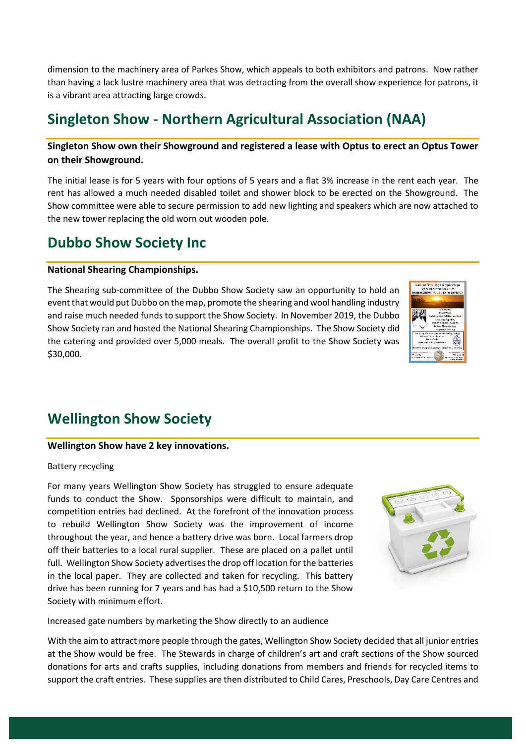dimension to the machinery area of Parkes Show, which appeals to both exhibitors and patrons. Now rather than having a lack lustre machinery area that was detracting from the overall show experience for patrons, it is a vibrant area attracting large crowds.

## Singleton Show - Northern Agricultural Association (NAA)

**Singleton Show own their Showground and registered a lease with Optus to erect an Optus Tower on their Showground.**

The initial lease is for 5 years with four options of 5 years and a flat 3% increase in the rent each year. The rent has allowed a much needed disabled toilet and shower block to be erected on the Showground. The Show committee were able to secure permission to add new lighting and speakers which are now attached to the new tower replacing the old worn out wooden pole.

## Dubbo Show Society Inc

**National Shearing Championships.**

The Shearing sub-committee of the Dubbo Show Society saw an opportunity to hold an event that would put Dubbo on the map, promote the shearing and wool handling industry and raise much needed funds to support the Show Society. In November 2019, the Dubbo Show Society ran and hosted the National Shearing Championships. The Show Society did the catering and provided over 5,000 meals. The overall profit to the Show Society was $30,000.

## Wellington Show Society

**Wellington Show have 2 key innovations.**

Battery recycling

For many years Wellington Show Society has struggled to ensure adequate funds to conduct the Show. Sponsorships were difficult to maintain, and competition entries had declined. At the forefront of the innovation process to rebuild Wellington Show Society was the improvement of income throughout the year, and hence a battery drive was born. Local farmers drop off their batteries to a local rural supplier. These are placed on a pallet until full. Wellington Show Society advertises the drop off location for the batteries in the local paper. They are collected and taken for recycling. This battery drive has been running for 7 years and has had a $10,500 return to the Show Society with minimum effort.

Increased gate numbers by marketing the Show directly to an audience

With the aim to attract more people through the gates, Wellington Show Society decided that all junior entries at the Show would be free. The Stewards in charge of children's art and craft sections of the Show sourced donations for arts and crafts supplies, including donations from members and friends for recycled items to support the craft entries. These supplies are then distributed to Child Cares, Preschools, Day Care Centres and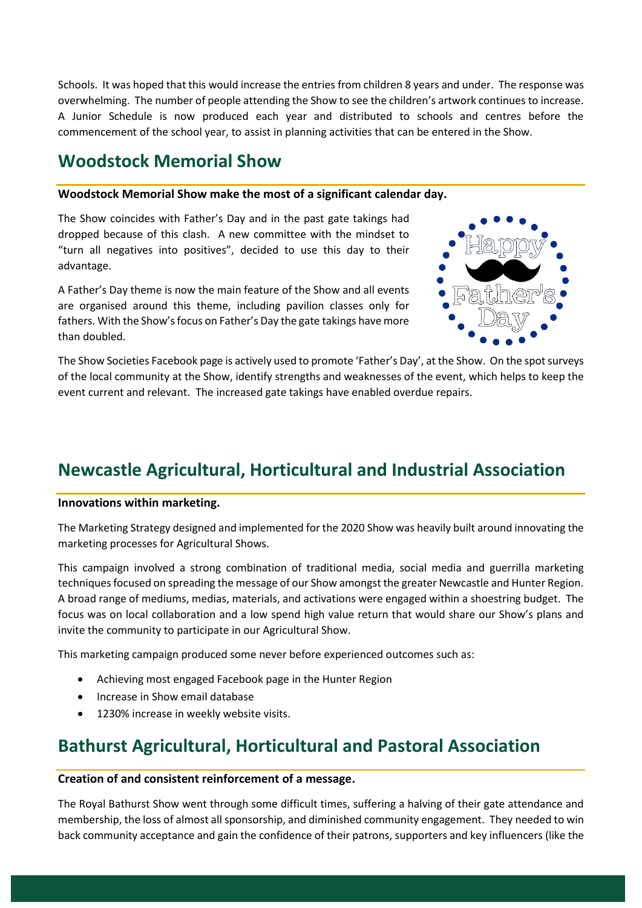Schools. It was hoped that this would increase the entries from children 8 years and under. The response was overwhelming. The number of people attending the Show to see the children's artwork continues to increase. A Junior Schedule is now produced each year and distributed to schools and centres before the commencement of the school year, to assist in planning activities that can be entered in the Show.

## Woodstock Memorial Show

**Woodstock Memorial Show make the most of a significant calendar day.**

The Show coincides with Father's Day and in the past gate takings had dropped because of this clash. A new committee with the mindset to "turn all negatives into positives", decided to use this day to their advantage.

A Father's Day theme is now the main feature of the Show and all events are organised around this theme, including pavilion classes only for fathers. With the Show's focus on Father's Day the gate takings have more than doubled.

The Show Societies Facebook page is actively used to promote 'Father's Day', at the Show. On the spot surveys of the local community at the Show, identify strengths and weaknesses of the event, which helps to keep the event current and relevant. The increased gate takings have enabled overdue repairs.

## Newcastle Agricultural, Horticultural and Industrial Association

**Innovations within marketing.**

The Marketing Strategy designed and implemented for the 2020 Show was heavily built around innovating the marketing processes for Agricultural Shows.

This campaign involved a strong combination of traditional media, social media and guerrilla marketing techniques focused on spreading the message of our Show amongst the greater Newcastle and Hunter Region. A broad range of mediums, medias, materials, and activations were engaged within a shoestring budget. The focus was on local collaboration and a low spend high value return that would share our Show's plans and invite the community to participate in our Agricultural Show.

This marketing campaign produced some never before experienced outcomes such as:

- Achieving most engaged Facebook page in the Hunter Region
- Increase in Show email database
- 1230% increase in weekly website visits.

## Bathurst Agricultural, Horticultural and Pastoral Association

**Creation of and consistent reinforcement of a message.**

The Royal Bathurst Show went through some difficult times, suffering a halving of their gate attendance and membership, the loss of almost all sponsorship, and diminished community engagement. They needed to win back community acceptance and gain the confidence of their patrons, supporters and key influencers (like the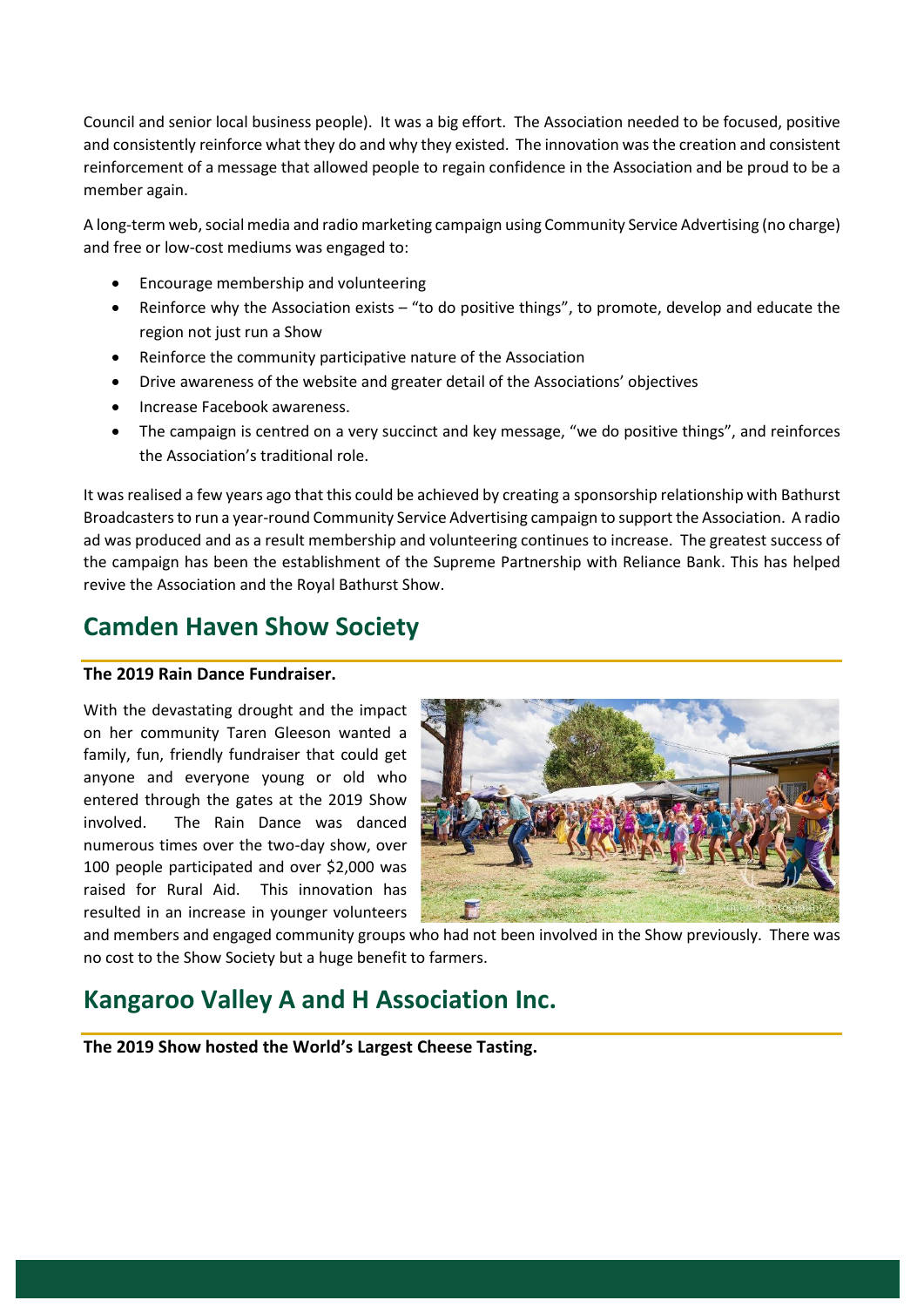Council and senior local business people). It was a big effort. The Association needed to be focused, positive and consistently reinforce what they do and why they existed. The innovation was the creation and consistent reinforcement of a message that allowed people to regain confidence in the Association and be proud to be a member again.

A long-term web, social media and radio marketing campaign using Community Service Advertising (no charge) and free or low-cost mediums was engaged to:

- Encourage membership and volunteering
- Reinforce why the Association exists – "to do positive things", to promote, develop and educate the region not just run a Show
- Reinforce the community participative nature of the Association
- Drive awareness of the website and greater detail of the Associations' objectives
- Increase Facebook awareness.
- The campaign is centred on a very succinct and key message, "we do positive things", and reinforces the Association's traditional role.

It was realised a few years ago that this could be achieved by creating a sponsorship relationship with Bathurst Broadcasters to run a year-round Community Service Advertising campaign to support the Association. A radio ad was produced and as a result membership and volunteering continues to increase. The greatest success of the campaign has been the establishment of the Supreme Partnership with Reliance Bank. This has helped revive the Association and the Royal Bathurst Show.

## Camden Haven Show Society

**The 2019 Rain Dance Fundraiser.**

With the devastating drought and the impact on her community Taren Gleeson wanted a family, fun, friendly fundraiser that could get anyone and everyone young or old who entered through the gates at the 2019 Show involved. The Rain Dance was danced numerous times over the two-day show, over 100 people participated and over $2,000 was raised for Rural Aid. This innovation has resulted in an increase in younger volunteers and members and engaged community groups who had not been involved in the Show previously. There was no cost to the Show Society but a huge benefit to farmers.

## Kangaroo Valley A and H Association Inc.

**The 2019 Show hosted the World's Largest Cheese Tasting.**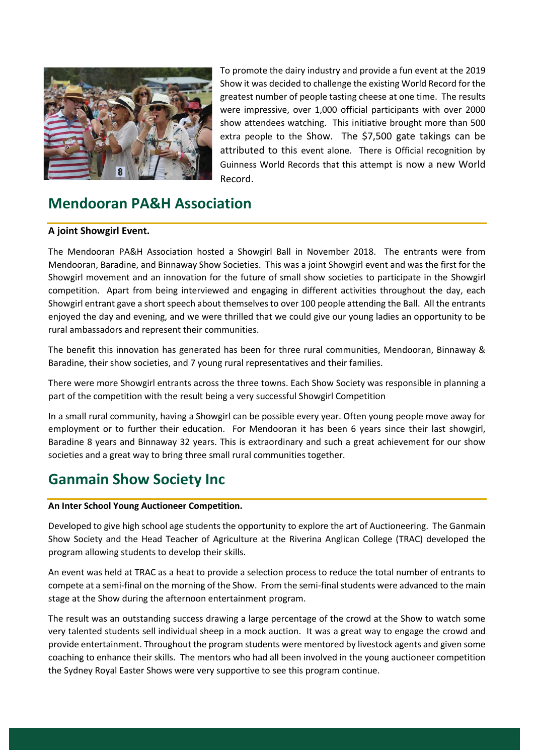To promote the dairy industry and provide a fun event at the 2019 Show it was decided to challenge the existing World Record for the greatest number of people tasting cheese at one time. The results were impressive, over 1,000 official participants with over 2000 show attendees watching. This initiative brought more than 500 extra people to the Show. The $7,500 gate takings can be attributed to this event alone. There is Official recognition by Guinness World Records that this attempt is now a new World Record.

## Mendooran PA&H Association

**A joint Showgirl Event.**

The Mendooran PA&H Association hosted a Showgirl Ball in November 2018. The entrants were from Mendooran, Baradine, and Binnaway Show Societies. This was a joint Showgirl event and was the first for the Showgirl movement and an innovation for the future of small show societies to participate in the Showgirl competition. Apart from being interviewed and engaging in different activities throughout the day, each Showgirl entrant gave a short speech about themselves to over 100 people attending the Ball. All the entrants enjoyed the day and evening, and we were thrilled that we could give our young ladies an opportunity to be rural ambassadors and represent their communities.

The benefit this innovation has generated has been for three rural communities, Mendooran, Binnaway & Baradine, their show societies, and 7 young rural representatives and their families.

There were more Showgirl entrants across the three towns. Each Show Society was responsible in planning a part of the competition with the result being a very successful Showgirl Competition

In a small rural community, having a Showgirl can be possible every year. Often young people move away for employment or to further their education. For Mendooran it has been 6 years since their last showgirl, Baradine 8 years and Binnaway 32 years. This is extraordinary and such a great achievement for our show societies and a great way to bring three small rural communities together.

## Ganmain Show Society Inc

**An Inter School Young Auctioneer Competition.**

Developed to give high school age students the opportunity to explore the art of Auctioneering. The Ganmain Show Society and the Head Teacher of Agriculture at the Riverina Anglican College (TRAC) developed the program allowing students to develop their skills.

An event was held at TRAC as a heat to provide a selection process to reduce the total number of entrants to compete at a semi-final on the morning of the Show. From the semi-final students were advanced to the main stage at the Show during the afternoon entertainment program.

The result was an outstanding success drawing a large percentage of the crowd at the Show to watch some very talented students sell individual sheep in a mock auction. It was a great way to engage the crowd and provide entertainment. Throughout the program students were mentored by livestock agents and given some coaching to enhance their skills. The mentors who had all been involved in the young auctioneer competition the Sydney Royal Easter Shows were very supportive to see this program continue.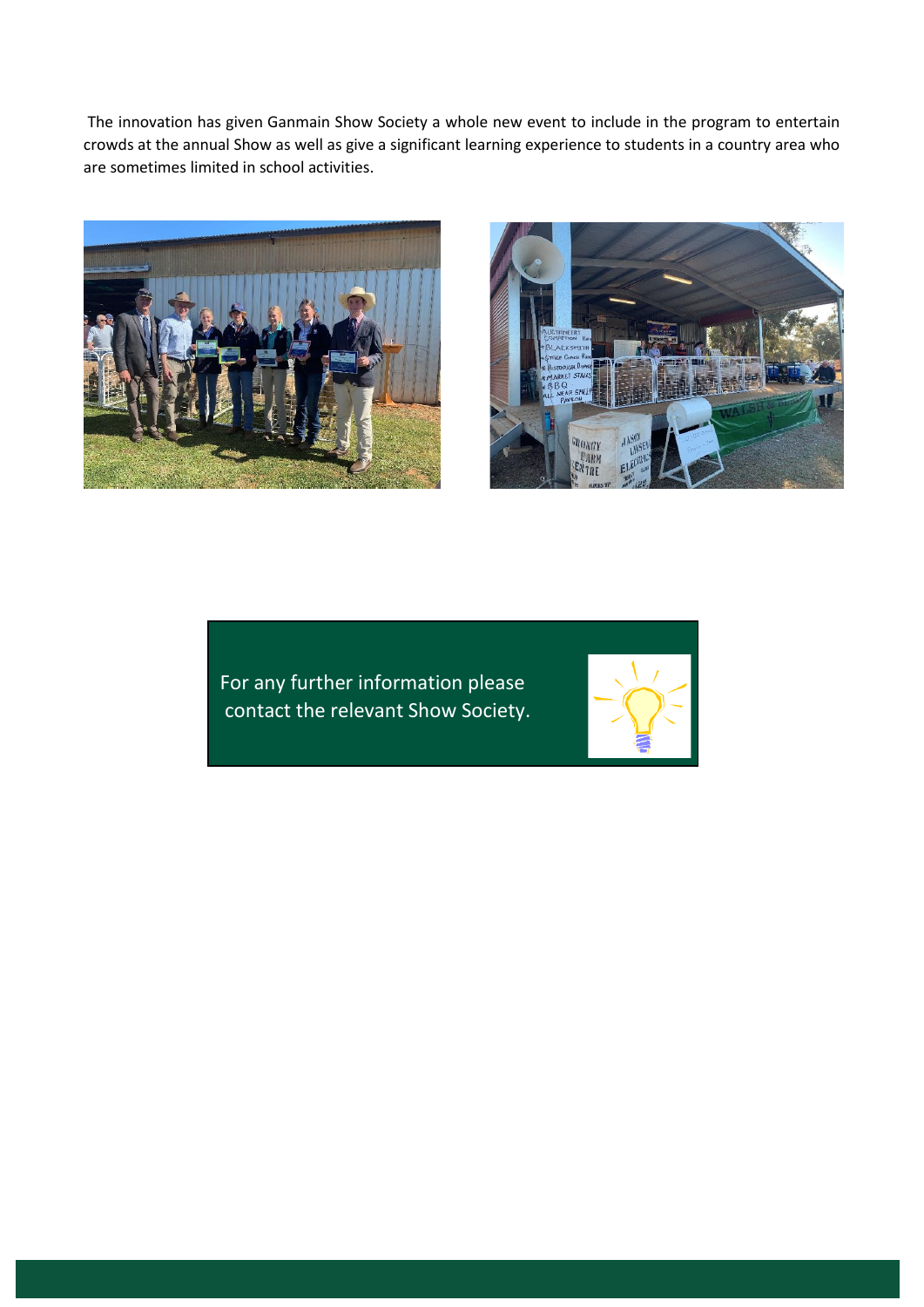The innovation has given Ganmain Show Society a whole new event to include in the program to entertain crowds at the annual Show as well as give a significant learning experience to students in a country area who are sometimes limited in school activities.

For any further information please contact the relevant Show Society.